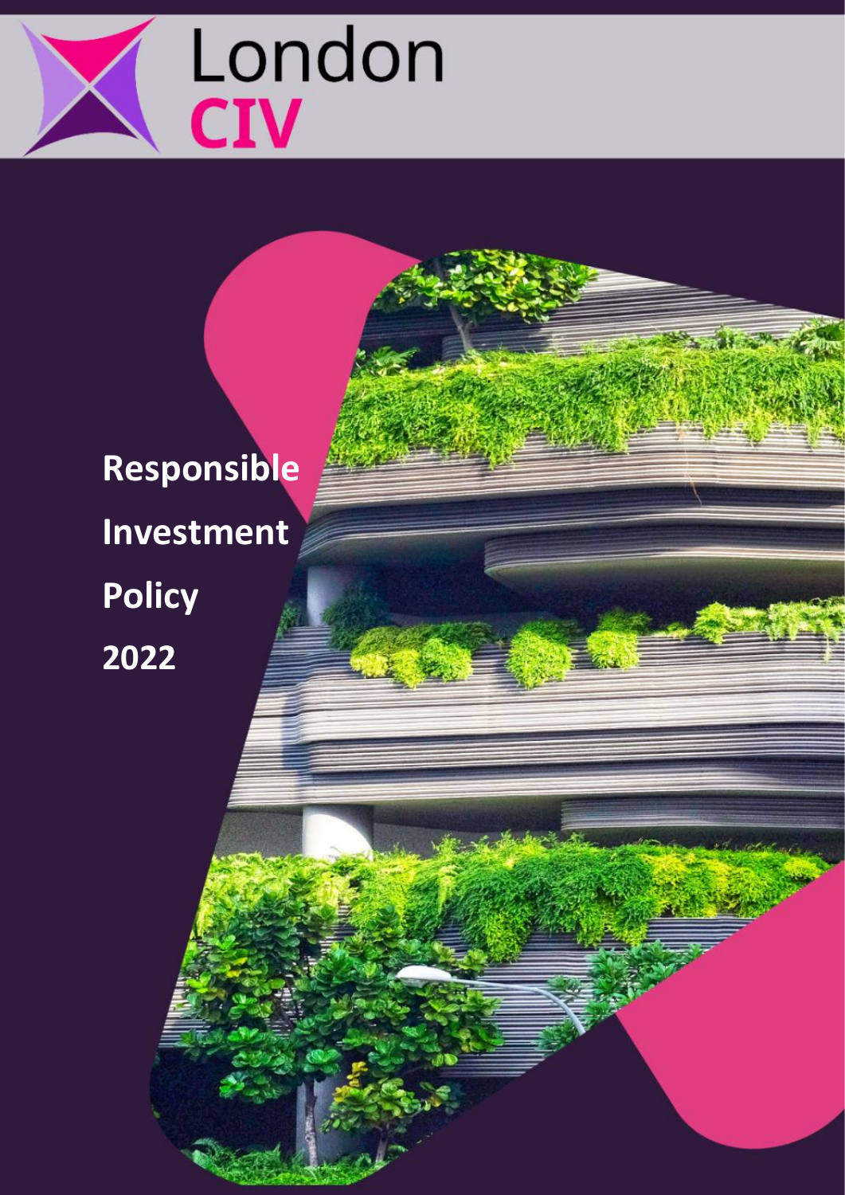London CIV

# Responsible Investment Policy 2022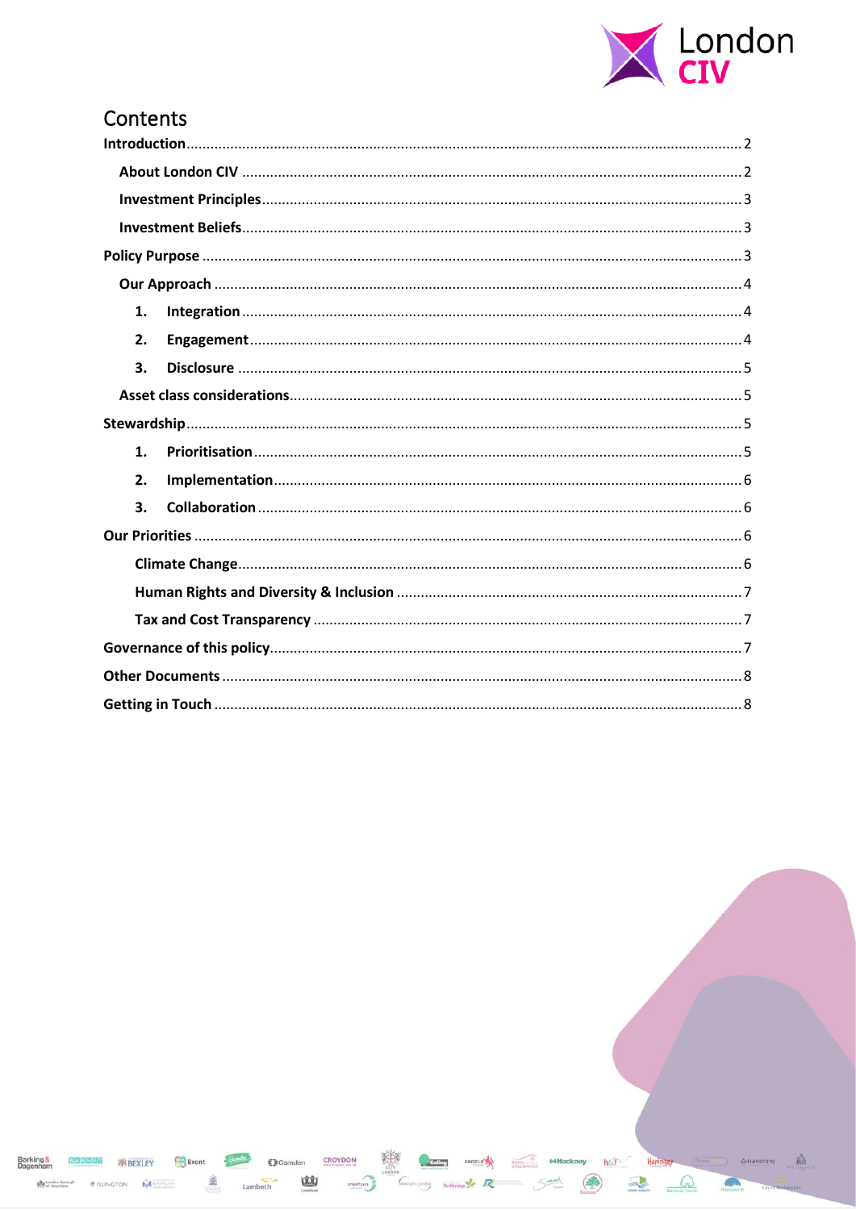# Contents

**Introduction** ... 2

- **About London CIV** ... 2
- **Investment Principles** ... 3
- **Investment Beliefs** ... 3

**Policy Purpose** ... 3

- **Our Approach** ... 4
  1. **Integration** ... 4
  2. **Engagement** ... 4
  3. **Disclosure** ... 5
- **Asset class considerations** ... 5

**Stewardship** ... 5

1. **Prioritisation** ... 5
2. **Implementation** ... 6
3. **Collaboration** ... 6

**Our Priorities** ... 6

- **Climate Change** ... 6
- **Human Rights and Diversity & Inclusion** ... 7
- **Tax and Cost Transparency** ... 7

**Governance of this policy** ... 7

**Other Documents** ... 8

**Getting in Touch** ... 8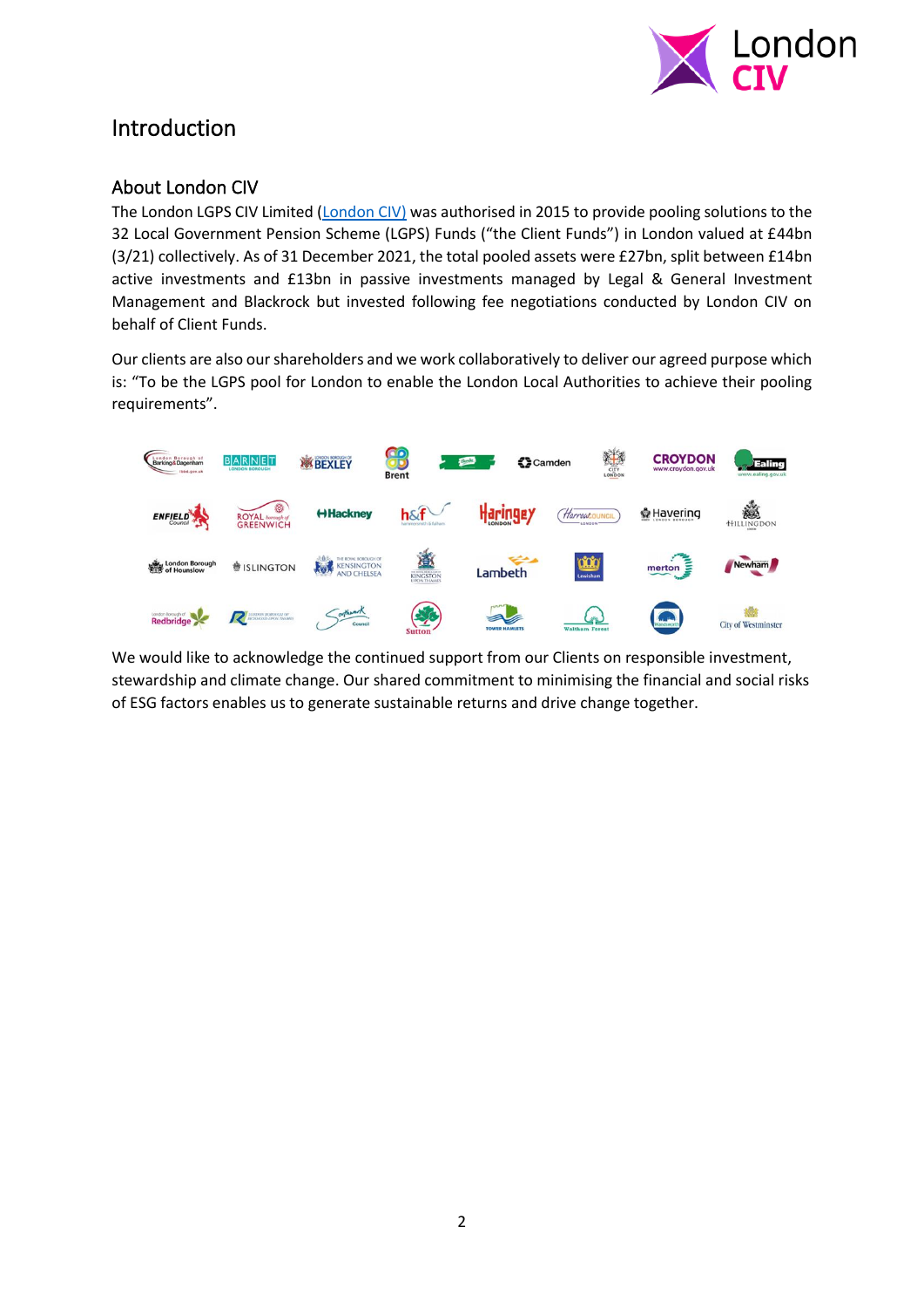# Introduction

## About London CIV

The London LGPS CIV Limited (London CIV) was authorised in 2015 to provide pooling solutions to the 32 Local Government Pension Scheme (LGPS) Funds ("the Client Funds") in London valued at £44bn (3/21) collectively. As of 31 December 2021, the total pooled assets were £27bn, split between £14bn active investments and £13bn in passive investments managed by Legal & General Investment Management and Blackrock but invested following fee negotiations conducted by London CIV on behalf of Client Funds.

Our clients are also our shareholders and we work collaboratively to deliver our agreed purpose which is: "To be the LGPS pool for London to enable the London Local Authorities to achieve their pooling requirements".

We would like to acknowledge the continued support from our Clients on responsible investment, stewardship and climate change. Our shared commitment to minimising the financial and social risks of ESG factors enables us to generate sustainable returns and drive change together.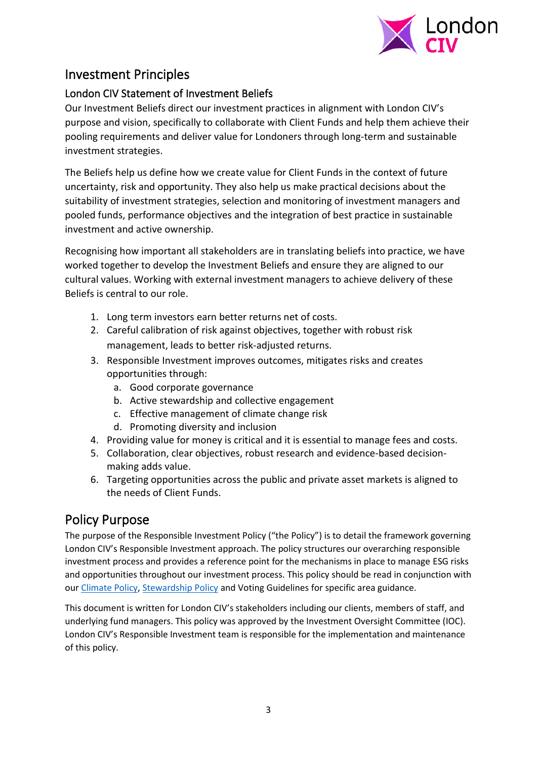# Investment Principles

## London CIV Statement of Investment Beliefs

Our Investment Beliefs direct our investment practices in alignment with London CIV's purpose and vision, specifically to collaborate with Client Funds and help them achieve their pooling requirements and deliver value for Londoners through long-term and sustainable investment strategies.

The Beliefs help us define how we create value for Client Funds in the context of future uncertainty, risk and opportunity. They also help us make practical decisions about the suitability of investment strategies, selection and monitoring of investment managers and pooled funds, performance objectives and the integration of best practice in sustainable investment and active ownership.

Recognising how important all stakeholders are in translating beliefs into practice, we have worked together to develop the Investment Beliefs and ensure they are aligned to our cultural values. Working with external investment managers to achieve delivery of these Beliefs is central to our role.

1. Long term investors earn better returns net of costs.
2. Careful calibration of risk against objectives, together with robust risk management, leads to better risk-adjusted returns.
3. Responsible Investment improves outcomes, mitigates risks and creates opportunities through:
   a. Good corporate governance
   b. Active stewardship and collective engagement
   c. Effective management of climate change risk
   d. Promoting diversity and inclusion
4. Providing value for money is critical and it is essential to manage fees and costs.
5. Collaboration, clear objectives, robust research and evidence-based decision-making adds value.
6. Targeting opportunities across the public and private asset markets is aligned to the needs of Client Funds.

# Policy Purpose

The purpose of the Responsible Investment Policy ("the Policy") is to detail the framework governing London CIV's Responsible Investment approach. The policy structures our overarching responsible investment process and provides a reference point for the mechanisms in place to manage ESG risks and opportunities throughout our investment process. This policy should be read in conjunction with our Climate Policy, Stewardship Policy and Voting Guidelines for specific area guidance.

This document is written for London CIV's stakeholders including our clients, members of staff, and underlying fund managers. This policy was approved by the Investment Oversight Committee (IOC). London CIV's Responsible Investment team is responsible for the implementation and maintenance of this policy.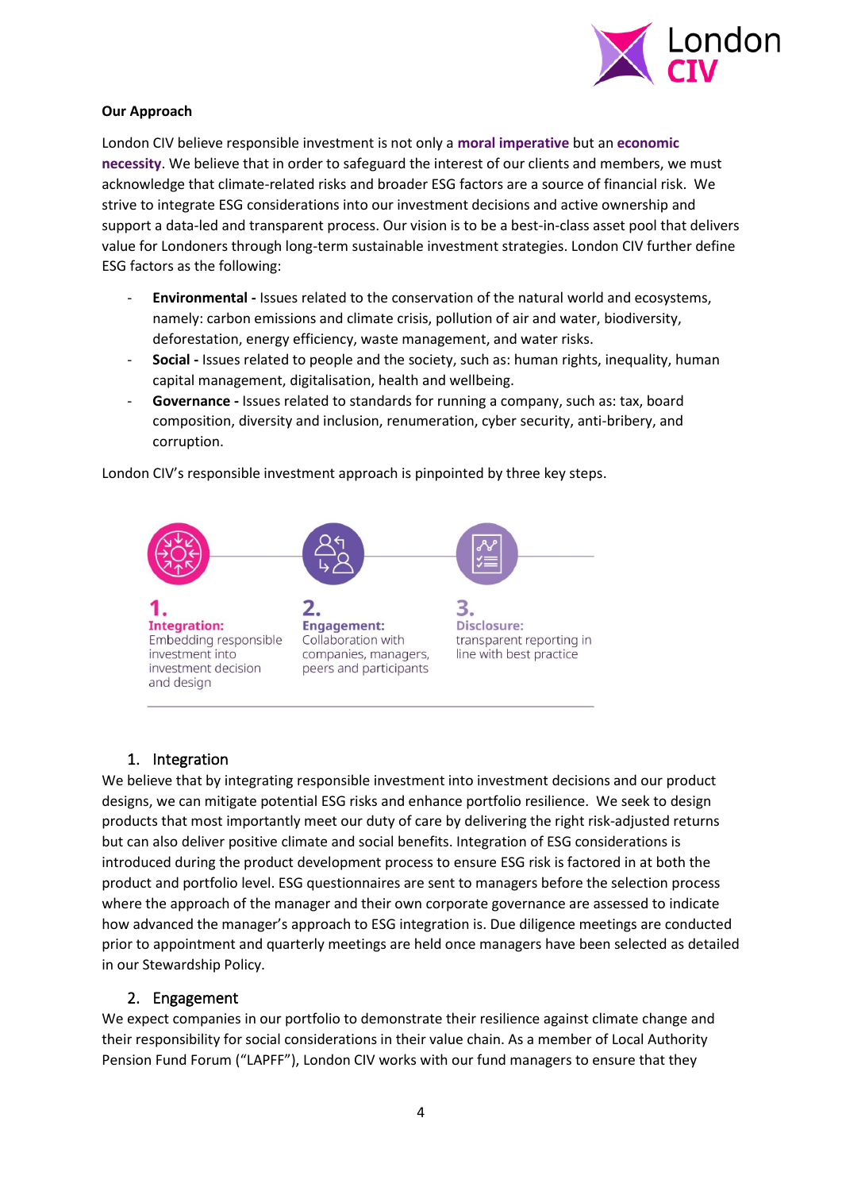**Our Approach**

London CIV believe responsible investment is not only a **moral imperative** but an **economic necessity**. We believe that in order to safeguard the interest of our clients and members, we must acknowledge that climate-related risks and broader ESG factors are a source of financial risk. We strive to integrate ESG considerations into our investment decisions and active ownership and support a data-led and transparent process. Our vision is to be a best-in-class asset pool that delivers value for Londoners through long-term sustainable investment strategies. London CIV further define ESG factors as the following:

- **Environmental -** Issues related to the conservation of the natural world and ecosystems, namely: carbon emissions and climate crisis, pollution of air and water, biodiversity, deforestation, energy efficiency, waste management, and water risks.
- **Social -** Issues related to people and the society, such as: human rights, inequality, human capital management, digitalisation, health and wellbeing.
- **Governance -** Issues related to standards for running a company, such as: tax, board composition, diversity and inclusion, renumeration, cyber security, anti-bribery, and corruption.

London CIV's responsible investment approach is pinpointed by three key steps.

**1. Integration:** Embedding responsible investment into investment decision and design

**2. Engagement:** Collaboration with companies, managers, peers and participants

**3. Disclosure:** transparent reporting in line with best practice

## 1. Integration

We believe that by integrating responsible investment into investment decisions and our product designs, we can mitigate potential ESG risks and enhance portfolio resilience. We seek to design products that most importantly meet our duty of care by delivering the right risk-adjusted returns but can also deliver positive climate and social benefits. Integration of ESG considerations is introduced during the product development process to ensure ESG risk is factored in at both the product and portfolio level. ESG questionnaires are sent to managers before the selection process where the approach of the manager and their own corporate governance are assessed to indicate how advanced the manager's approach to ESG integration is. Due diligence meetings are conducted prior to appointment and quarterly meetings are held once managers have been selected as detailed in our Stewardship Policy.

## 2. Engagement

We expect companies in our portfolio to demonstrate their resilience against climate change and their responsibility for social considerations in their value chain. As a member of Local Authority Pension Fund Forum ("LAPFF"), London CIV works with our fund managers to ensure that they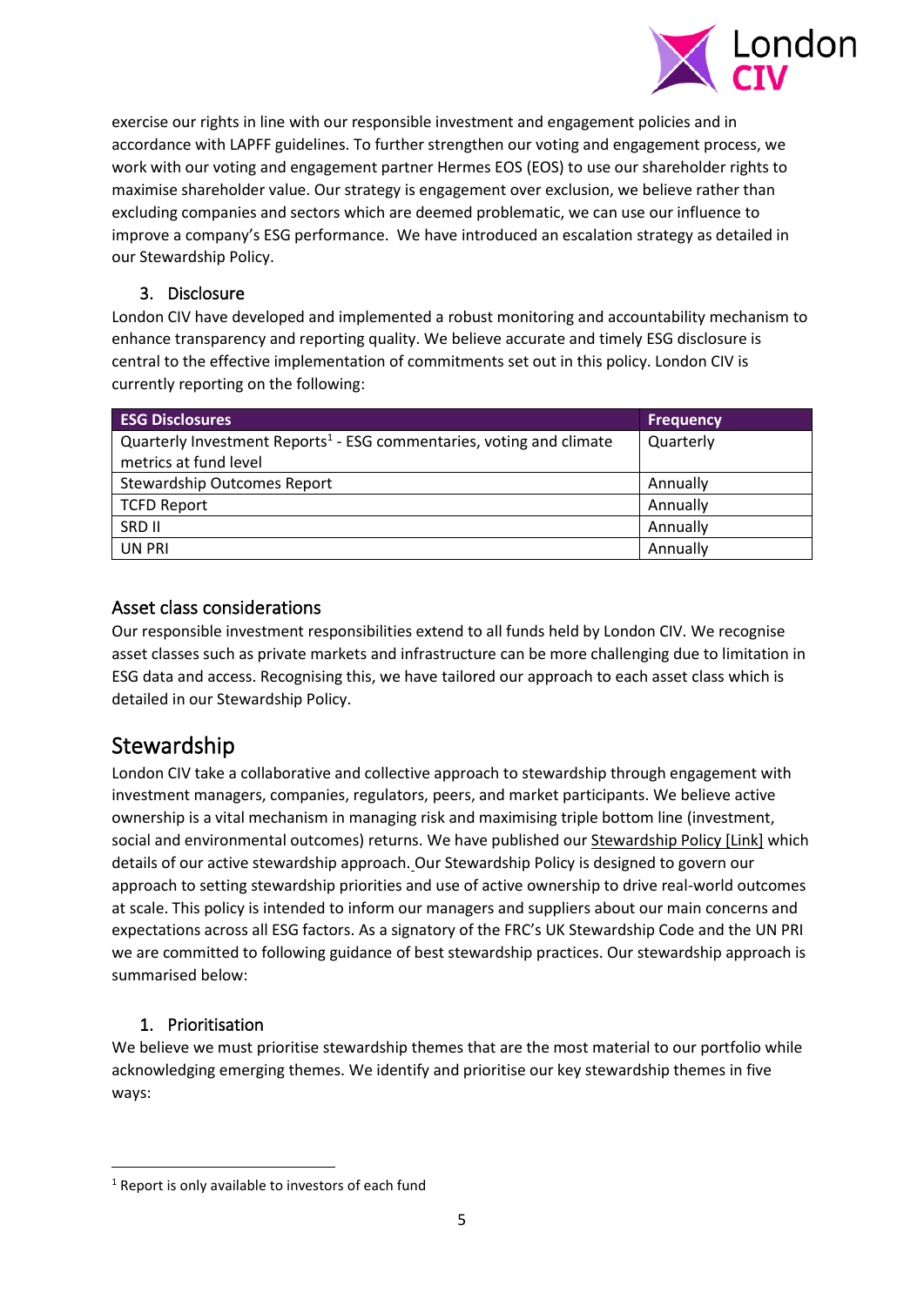exercise our rights in line with our responsible investment and engagement policies and in accordance with LAPFF guidelines. To further strengthen our voting and engagement process, we work with our voting and engagement partner Hermes EOS (EOS) to use our shareholder rights to maximise shareholder value. Our strategy is engagement over exclusion, we believe rather than excluding companies and sectors which are deemed problematic, we can use our influence to improve a company's ESG performance. We have introduced an escalation strategy as detailed in our Stewardship Policy.

### 3. Disclosure

London CIV have developed and implemented a robust monitoring and accountability mechanism to enhance transparency and reporting quality. We believe accurate and timely ESG disclosure is central to the effective implementation of commitments set out in this policy. London CIV is currently reporting on the following:

| ESG Disclosures | Frequency |
|---|---|
| Quarterly Investment Reports[1] - ESG commentaries, voting and climate metrics at fund level | Quarterly |
| Stewardship Outcomes Report | Annually |
| TCFD Report | Annually |
| SRD II | Annually |
| UN PRI | Annually |

## Asset class considerations

Our responsible investment responsibilities extend to all funds held by London CIV. We recognise asset classes such as private markets and infrastructure can be more challenging due to limitation in ESG data and access. Recognising this, we have tailored our approach to each asset class which is detailed in our Stewardship Policy.

# Stewardship

London CIV take a collaborative and collective approach to stewardship through engagement with investment managers, companies, regulators, peers, and market participants. We believe active ownership is a vital mechanism in managing risk and maximising triple bottom line (investment, social and environmental outcomes) returns. We have published our Stewardship Policy [Link] which details of our active stewardship approach. Our Stewardship Policy is designed to govern our approach to setting stewardship priorities and use of active ownership to drive real-world outcomes at scale. This policy is intended to inform our managers and suppliers about our main concerns and expectations across all ESG factors. As a signatory of the FRC's UK Stewardship Code and the UN PRI we are committed to following guidance of best stewardship practices. Our stewardship approach is summarised below:

### 1. Prioritisation

We believe we must prioritise stewardship themes that are the most material to our portfolio while acknowledging emerging themes. We identify and prioritise our key stewardship themes in five ways:

[1] Report is only available to investors of each fund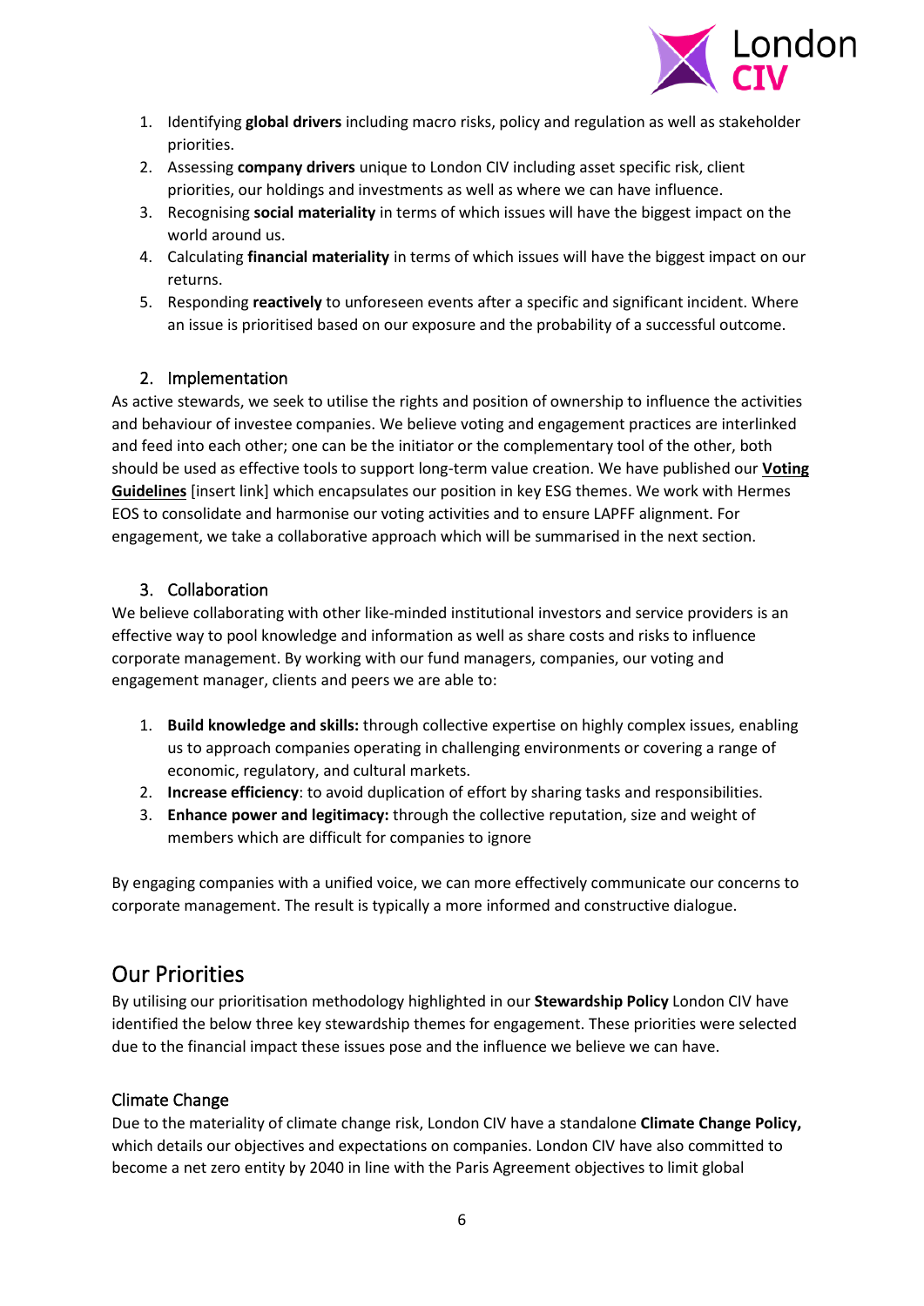1. Identifying **global drivers** including macro risks, policy and regulation as well as stakeholder priorities.
2. Assessing **company drivers** unique to London CIV including asset specific risk, client priorities, our holdings and investments as well as where we can have influence.
3. Recognising **social materiality** in terms of which issues will have the biggest impact on the world around us.
4. Calculating **financial materiality** in terms of which issues will have the biggest impact on our returns.
5. Responding **reactively** to unforeseen events after a specific and significant incident. Where an issue is prioritised based on our exposure and the probability of a successful outcome.

### 2. Implementation

As active stewards, we seek to utilise the rights and position of ownership to influence the activities and behaviour of investee companies. We believe voting and engagement practices are interlinked and feed into each other; one can be the initiator or the complementary tool of the other, both should be used as effective tools to support long-term value creation. We have published our **Voting Guidelines** [insert link] which encapsulates our position in key ESG themes. We work with Hermes EOS to consolidate and harmonise our voting activities and to ensure LAPFF alignment. For engagement, we take a collaborative approach which will be summarised in the next section.

### 3. Collaboration

We believe collaborating with other like-minded institutional investors and service providers is an effective way to pool knowledge and information as well as share costs and risks to influence corporate management. By working with our fund managers, companies, our voting and engagement manager, clients and peers we are able to:

1. **Build knowledge and skills:** through collective expertise on highly complex issues, enabling us to approach companies operating in challenging environments or covering a range of economic, regulatory, and cultural markets.
2. **Increase efficiency**: to avoid duplication of effort by sharing tasks and responsibilities.
3. **Enhance power and legitimacy:** through the collective reputation, size and weight of members which are difficult for companies to ignore

By engaging companies with a unified voice, we can more effectively communicate our concerns to corporate management. The result is typically a more informed and constructive dialogue.

## Our Priorities

By utilising our prioritisation methodology highlighted in our **Stewardship Policy** London CIV have identified the below three key stewardship themes for engagement. These priorities were selected due to the financial impact these issues pose and the influence we believe we can have.

### Climate Change

Due to the materiality of climate change risk, London CIV have a standalone **Climate Change Policy,** which details our objectives and expectations on companies. London CIV have also committed to become a net zero entity by 2040 in line with the Paris Agreement objectives to limit global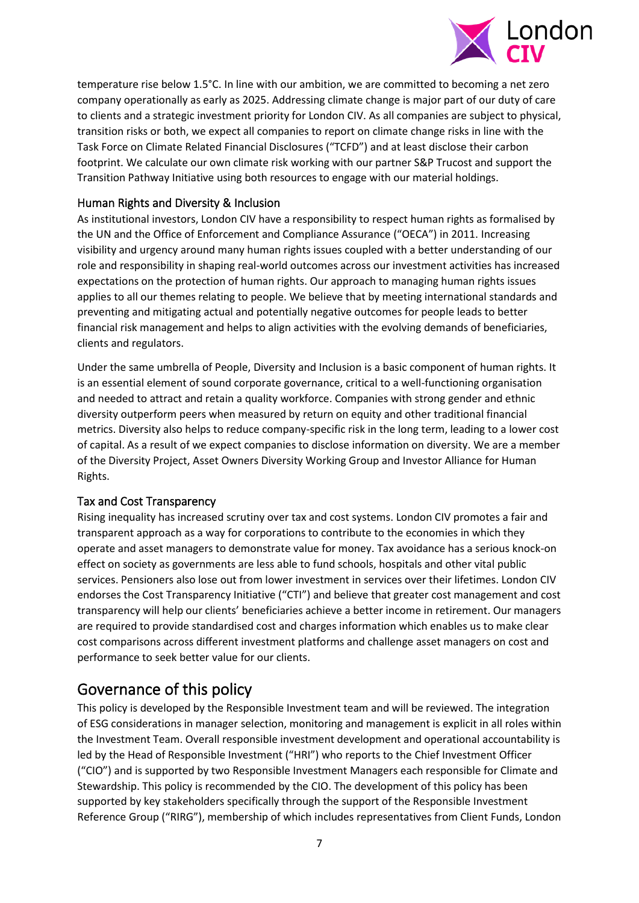temperature rise below 1.5°C. In line with our ambition, we are committed to becoming a net zero company operationally as early as 2025. Addressing climate change is major part of our duty of care to clients and a strategic investment priority for London CIV. As all companies are subject to physical, transition risks or both, we expect all companies to report on climate change risks in line with the Task Force on Climate Related Financial Disclosures ("TCFD") and at least disclose their carbon footprint. We calculate our own climate risk working with our partner S&P Trucost and support the Transition Pathway Initiative using both resources to engage with our material holdings.

### Human Rights and Diversity & Inclusion

As institutional investors, London CIV have a responsibility to respect human rights as formalised by the UN and the Office of Enforcement and Compliance Assurance ("OECA") in 2011. Increasing visibility and urgency around many human rights issues coupled with a better understanding of our role and responsibility in shaping real-world outcomes across our investment activities has increased expectations on the protection of human rights. Our approach to managing human rights issues applies to all our themes relating to people. We believe that by meeting international standards and preventing and mitigating actual and potentially negative outcomes for people leads to better financial risk management and helps to align activities with the evolving demands of beneficiaries, clients and regulators.

Under the same umbrella of People, Diversity and Inclusion is a basic component of human rights. It is an essential element of sound corporate governance, critical to a well-functioning organisation and needed to attract and retain a quality workforce. Companies with strong gender and ethnic diversity outperform peers when measured by return on equity and other traditional financial metrics. Diversity also helps to reduce company-specific risk in the long term, leading to a lower cost of capital. As a result of we expect companies to disclose information on diversity. We are a member of the Diversity Project, Asset Owners Diversity Working Group and Investor Alliance for Human Rights.

### Tax and Cost Transparency

Rising inequality has increased scrutiny over tax and cost systems. London CIV promotes a fair and transparent approach as a way for corporations to contribute to the economies in which they operate and asset managers to demonstrate value for money. Tax avoidance has a serious knock-on effect on society as governments are less able to fund schools, hospitals and other vital public services. Pensioners also lose out from lower investment in services over their lifetimes. London CIV endorses the Cost Transparency Initiative ("CTI") and believe that greater cost management and cost transparency will help our clients' beneficiaries achieve a better income in retirement. Our managers are required to provide standardised cost and charges information which enables us to make clear cost comparisons across different investment platforms and challenge asset managers on cost and performance to seek better value for our clients.

## Governance of this policy

This policy is developed by the Responsible Investment team and will be reviewed. The integration of ESG considerations in manager selection, monitoring and management is explicit in all roles within the Investment Team. Overall responsible investment development and operational accountability is led by the Head of Responsible Investment ("HRI") who reports to the Chief Investment Officer ("CIO") and is supported by two Responsible Investment Managers each responsible for Climate and Stewardship. This policy is recommended by the CIO. The development of this policy has been supported by key stakeholders specifically through the support of the Responsible Investment Reference Group ("RIRG"), membership of which includes representatives from Client Funds, London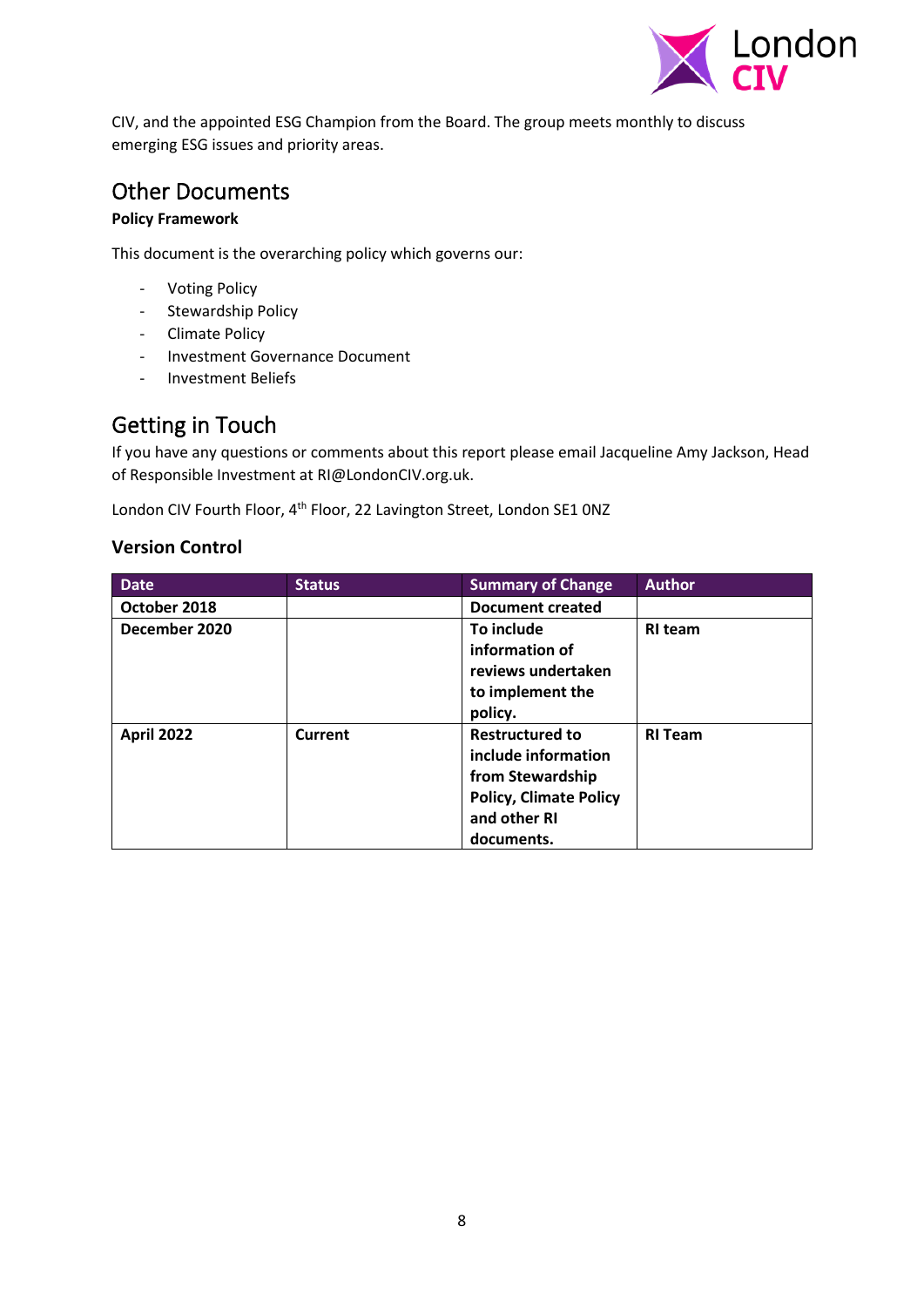CIV, and the appointed ESG Champion from the Board. The group meets monthly to discuss emerging ESG issues and priority areas.

## Other Documents

**Policy Framework**

This document is the overarching policy which governs our:

- Voting Policy
- Stewardship Policy
- Climate Policy
- Investment Governance Document
- Investment Beliefs

## Getting in Touch

If you have any questions or comments about this report please email Jacqueline Amy Jackson, Head of Responsible Investment at RI@LondonCIV.org.uk.

London CIV Fourth Floor, 4th Floor, 22 Lavington Street, London SE1 0NZ

### Version Control

| Date | Status | Summary of Change | Author |
|---|---|---|---|
| **October 2018** | | **Document created** | |
| **December 2020** | | **To include information of reviews undertaken to implement the policy.** | **RI team** |
| **April 2022** | **Current** | **Restructured to include information from Stewardship Policy, Climate Policy and other RI documents.** | **RI Team** |